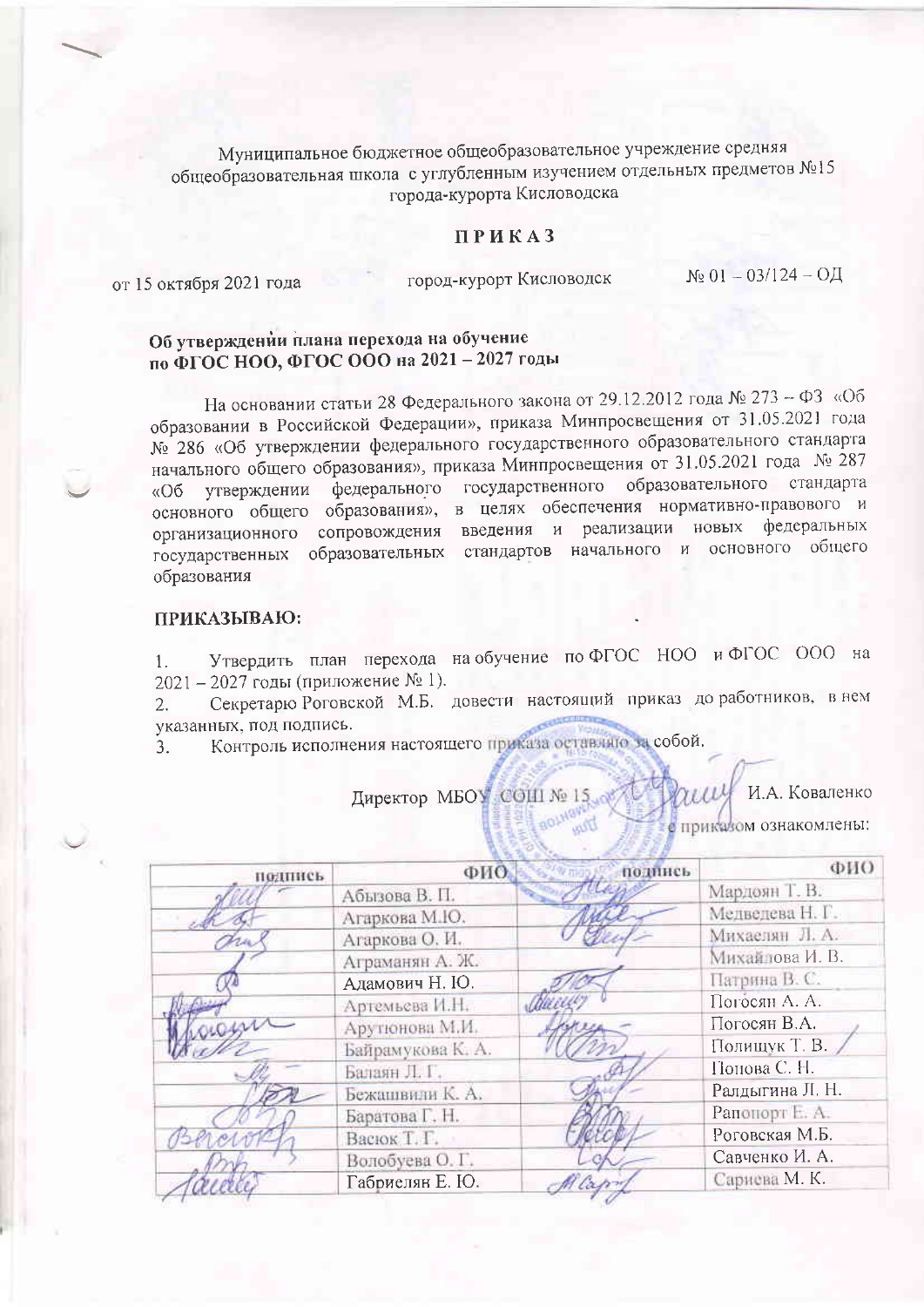Муниципальное бюджетное общеобразовательное учреждение средняя общеобразовательная школа с углубленным изучением отдельных предметов №15 города-курорта Кисловодска

# П Р И К А З

от 15 октября 2021 года город-курорт Кисловодск № 01 – 03/124 – ОД

**Об утверждении плана перехода на обучение по ФГОС НОО, ФГОС ООО на 2021 – 2027 годы**

На основании статьи 28 Федерального закона от 29.12.2012 года № 273 – ФЗ «Об образовании в Российской Федерации», приказа Минпросвещения от 31.05.2021 года № 286 «Об утверждении федерального государственного образовательного стандарта начального общего образования», приказа Минпросвещения от 31.05.2021 года № 287 «Об утверждении федерального государственного образовательного стандарта основного общего образования», в целях обеспечения нормативно-правового и организационного сопровождения введения и реализации новых федеральных государственных образовательных стандартов начального и основного общего образования

**ПРИКАЗЫВАЮ:**

1. Утвердить план перехода на обучение по ФГОС НОО и ФГОС ООО на 2021 – 2027 годы (приложение № 1).
2. Секретарю Роговской М.Б. довести настоящий приказ до работников, в нем указанных, под подпись.
3. Контроль исполнения настоящего приказа оставляю за собой.

Директор МБОУ СОШ № 15 И.А. Коваленко

С приказом ознакомлены:

| подпись | ФИО | подпись | ФИО |
|---|---|---|---|
| | Абызова В. П. | | Мардоян Т. В. |
| | Агаркова М.Ю. | | Медведева Н. Г. |
| | Агаркова О. И. | | Михаелян Л. А. |
| | Аграманян А. Ж. | | Михайлова И. В. |
| | Адамович Н. Ю. | | Патрина В. С. |
| | Артемьева И.Н. | | Погосян А. А. |
| | Арутюнова М.И. | | Погосян В.А. |
| | Байрамукова К. А. | | Полищук Т. В. |
| | Балаян Л. Г. | | Попова С. Н. |
| | Бежашвили К. А. | | Ралдыгина Л. Н. |
| | Баратова Г. Н. | | Рапопорт Е. А. |
| | Васюк Т. Г. | | Роговская М.Б. |
| | Волобуева О. Г. | | Савченко И. А. |
| | Габриелян Е. Ю. | | Сариева М. К. |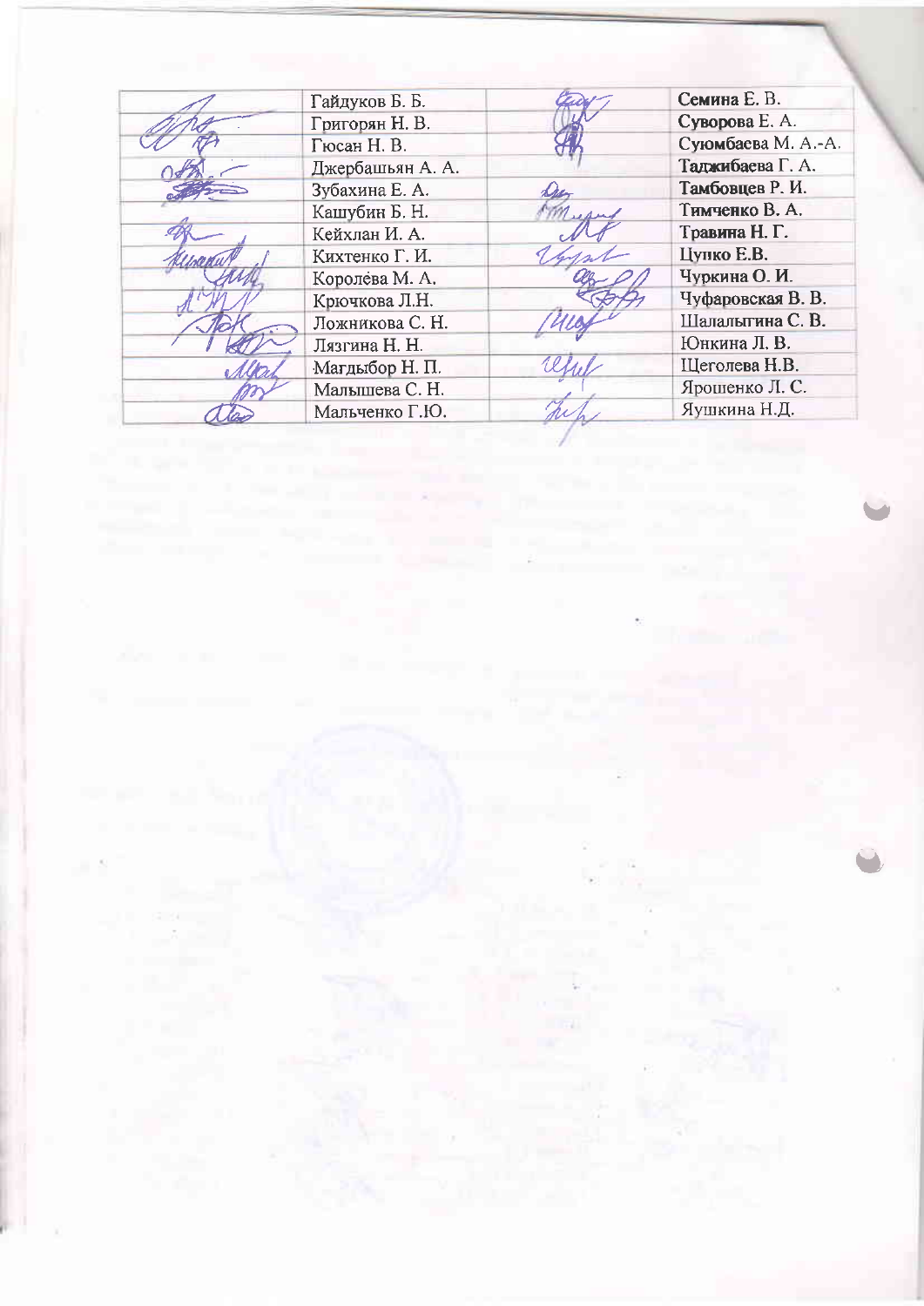| | | | |
|---|---|---|---|
| | Гайдуков Б. Б. | | Семина Е. В. |
| | Григорян Н. В. | | Суворова Е. А. |
| | Гюсан Н. В. | | Суюмбаева М. А.-А. |
| | Джербашьян А. А. | | Таджибаева Г. А. |
| | Зубахина Е. А. | | Тамбовцев Р. И. |
| | Кашубин Б. Н. | | Тимченко В. А. |
| | Кейхлан И. А. | | Травина Н. Г. |
| | Кихтенко Г. И. | | Цупко Е.В. |
| | Королёва М. А. | | Чуркина О. И. |
| | Крючкова Л.Н. | | Чуфаровская В. В. |
| | Ложникова С. Н. | | Шалалыгина С. В. |
| | Лязгина Н. Н. | | Юнкина Л. В. |
| | Магдыбор Н. П. | | Щеголева Н.В. |
| | Малышева С. Н. | | Ярошенко Л. С. |
| | Мальченко Г.Ю. | | Яшкина Н.Д. |